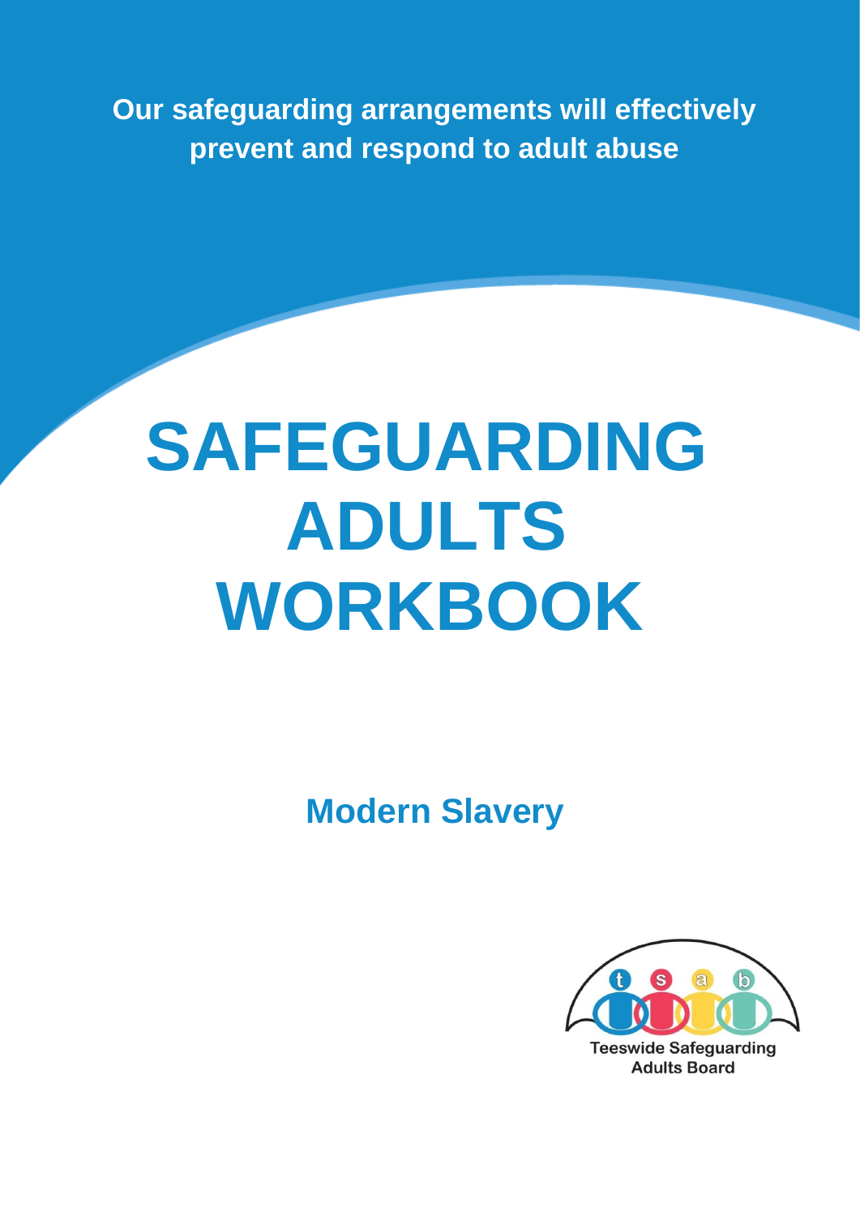**Our safeguarding arrangements will effectively prevent and respond to adult abuse**

# SAFEGUARDING ADULTS WORKBOOK

## Modern Slavery

Teeswide Safeguarding Adults Board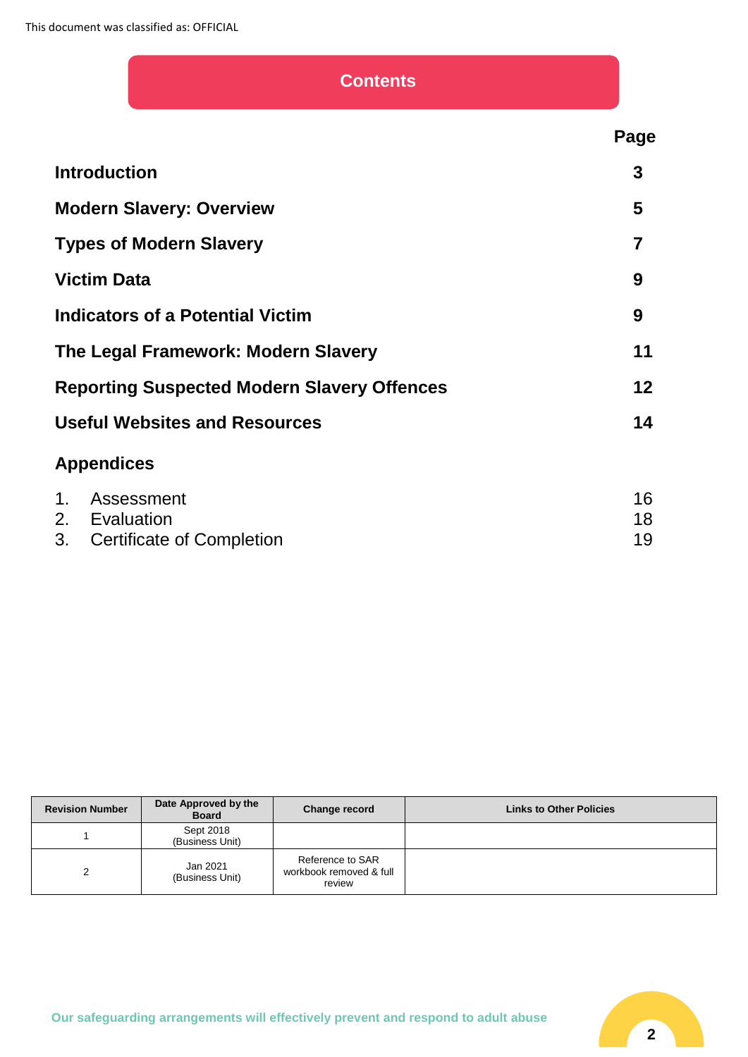This document was classified as: OFFICIAL

# Contents

| | Page |
|---|---|
| **Introduction** | **3** |
| **Modern Slavery: Overview** | **5** |
| **Types of Modern Slavery** | **7** |
| **Victim Data** | **9** |
| **Indicators of a Potential Victim** | **9** |
| **The Legal Framework: Modern Slavery** | **11** |
| **Reporting Suspected Modern Slavery Offences** | **12** |
| **Useful Websites and Resources** | **14** |

## Appendices

| | | |
|---|---|---|
| 1. | Assessment | 16 |
| 2. | Evaluation | 18 |
| 3. | Certificate of Completion | 19 |

| Revision Number | Date Approved by the Board | Change record | Links to Other Policies |
|---|---|---|---|
| 1 | Sept 2018 (Business Unit) | | |
| 2 | Jan 2021 (Business Unit) | Reference to SAR workbook removed & full review | |

Our safeguarding arrangements will effectively prevent and respond to adult abuse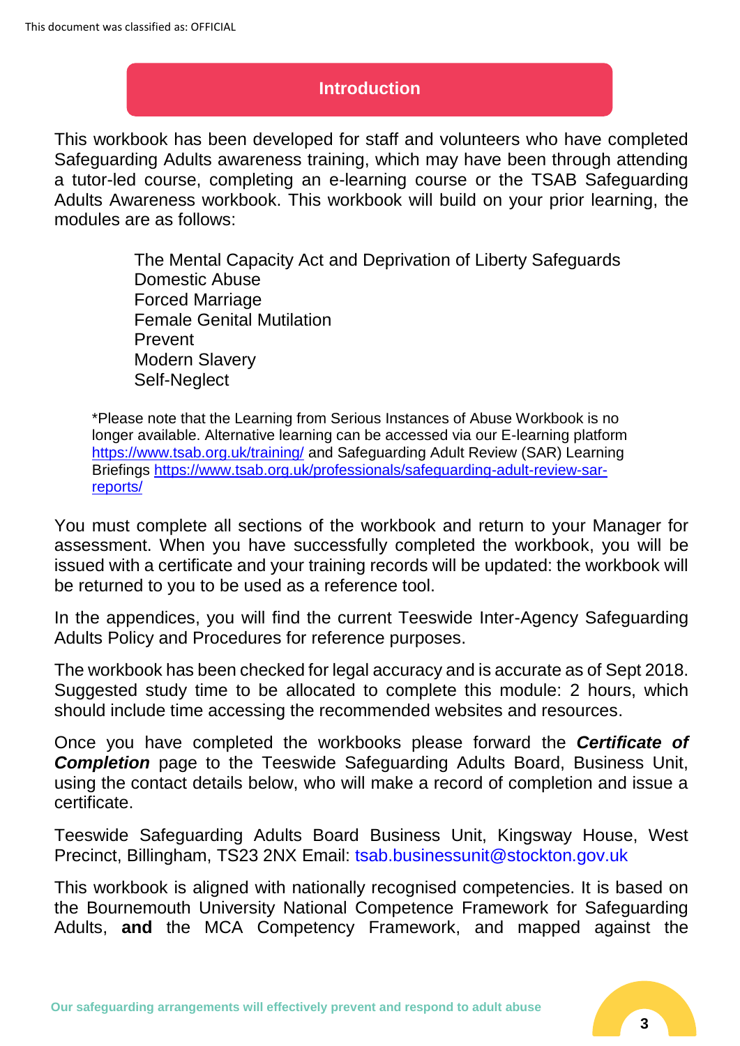## Introduction

This workbook has been developed for staff and volunteers who have completed Safeguarding Adults awareness training, which may have been through attending a tutor-led course, completing an e-learning course or the TSAB Safeguarding Adults Awareness workbook. This workbook will build on your prior learning, the modules are as follows:

The Mental Capacity Act and Deprivation of Liberty Safeguards
Domestic Abuse
Forced Marriage
Female Genital Mutilation
Prevent
Modern Slavery
Self-Neglect

*Please note that the Learning from Serious Instances of Abuse Workbook is no longer available. Alternative learning can be accessed via our E-learning platform https://www.tsab.org.uk/training/ and Safeguarding Adult Review (SAR) Learning Briefings https://www.tsab.org.uk/professionals/safeguarding-adult-review-sar-reports/

You must complete all sections of the workbook and return to your Manager for assessment. When you have successfully completed the workbook, you will be issued with a certificate and your training records will be updated: the workbook will be returned to you to be used as a reference tool.

In the appendices, you will find the current Teeswide Inter-Agency Safeguarding Adults Policy and Procedures for reference purposes.

The workbook has been checked for legal accuracy and is accurate as of Sept 2018. Suggested study time to be allocated to complete this module: 2 hours, which should include time accessing the recommended websites and resources.

Once you have completed the workbooks please forward the ***Certificate of Completion*** page to the Teeswide Safeguarding Adults Board, Business Unit, using the contact details below, who will make a record of completion and issue a certificate.

Teeswide Safeguarding Adults Board Business Unit, Kingsway House, West Precinct, Billingham, TS23 2NX Email: tsab.businessunit@stockton.gov.uk

This workbook is aligned with nationally recognised competencies. It is based on the Bournemouth University National Competence Framework for Safeguarding Adults, **and** the MCA Competency Framework, and mapped against the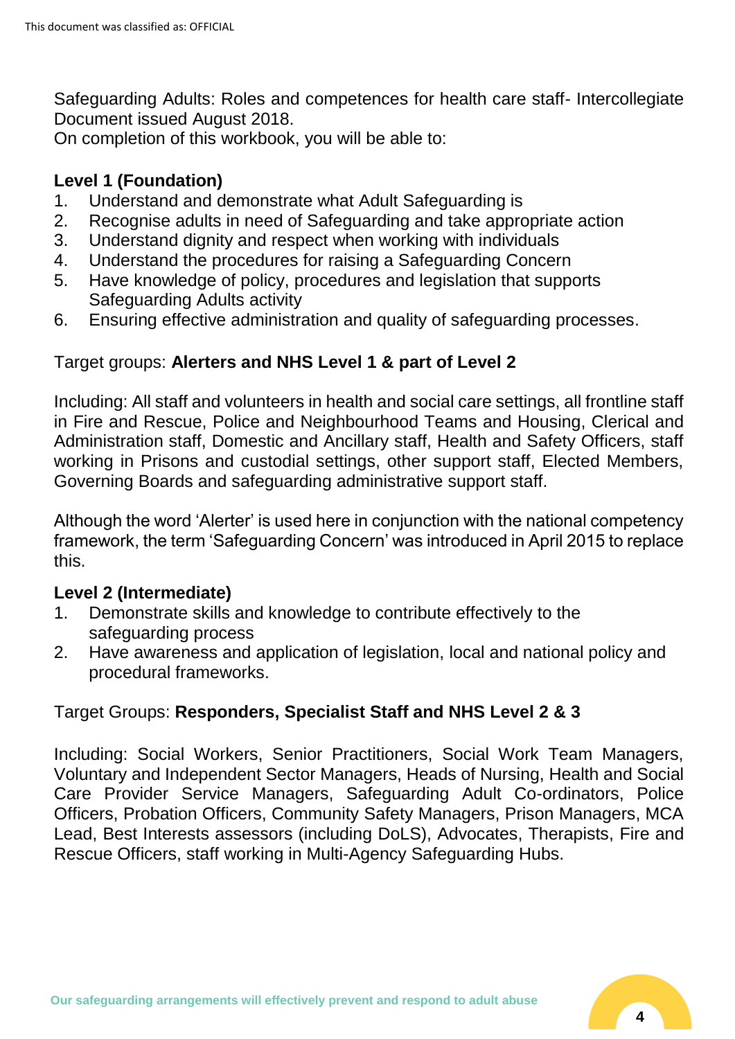Safeguarding Adults: Roles and competences for health care staff- Intercollegiate Document issued August 2018.
On completion of this workbook, you will be able to:

**Level 1 (Foundation)**

1. Understand and demonstrate what Adult Safeguarding is
2. Recognise adults in need of Safeguarding and take appropriate action
3. Understand dignity and respect when working with individuals
4. Understand the procedures for raising a Safeguarding Concern
5. Have knowledge of policy, procedures and legislation that supports Safeguarding Adults activity
6. Ensuring effective administration and quality of safeguarding processes.

Target groups: **Alerters and NHS Level 1 & part of Level 2**

Including: All staff and volunteers in health and social care settings, all frontline staff in Fire and Rescue, Police and Neighbourhood Teams and Housing, Clerical and Administration staff, Domestic and Ancillary staff, Health and Safety Officers, staff working in Prisons and custodial settings, other support staff, Elected Members, Governing Boards and safeguarding administrative support staff.

Although the word 'Alerter' is used here in conjunction with the national competency framework, the term 'Safeguarding Concern' was introduced in April 2015 to replace this.

**Level 2 (Intermediate)**

1. Demonstrate skills and knowledge to contribute effectively to the safeguarding process
2. Have awareness and application of legislation, local and national policy and procedural frameworks.

Target Groups: **Responders, Specialist Staff and NHS Level 2 & 3**

Including: Social Workers, Senior Practitioners, Social Work Team Managers, Voluntary and Independent Sector Managers, Heads of Nursing, Health and Social Care Provider Service Managers, Safeguarding Adult Co-ordinators, Police Officers, Probation Officers, Community Safety Managers, Prison Managers, MCA Lead, Best Interests assessors (including DoLS), Advocates, Therapists, Fire and Rescue Officers, staff working in Multi-Agency Safeguarding Hubs.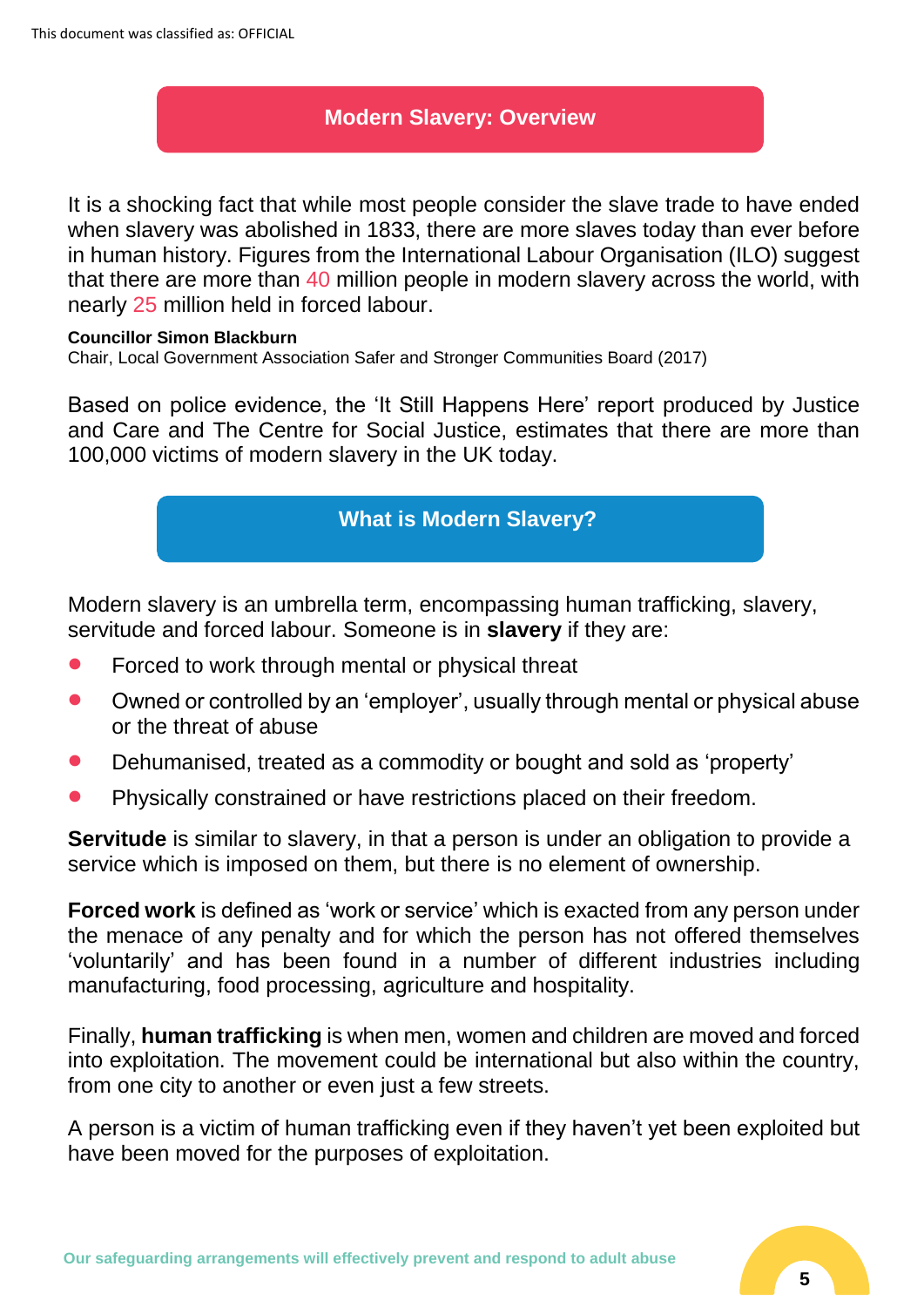## Modern Slavery: Overview

It is a shocking fact that while most people consider the slave trade to have ended when slavery was abolished in 1833, there are more slaves today than ever before in human history. Figures from the International Labour Organisation (ILO) suggest that there are more than 40 million people in modern slavery across the world, with nearly 25 million held in forced labour.

**Councillor Simon Blackburn**
Chair, Local Government Association Safer and Stronger Communities Board (2017)

Based on police evidence, the 'It Still Happens Here' report produced by Justice and Care and The Centre for Social Justice, estimates that there are more than 100,000 victims of modern slavery in the UK today.

## What is Modern Slavery?

Modern slavery is an umbrella term, encompassing human trafficking, slavery, servitude and forced labour. Someone is in **slavery** if they are:

- Forced to work through mental or physical threat
- Owned or controlled by an 'employer', usually through mental or physical abuse or the threat of abuse
- Dehumanised, treated as a commodity or bought and sold as 'property'
- Physically constrained or have restrictions placed on their freedom.

**Servitude** is similar to slavery, in that a person is under an obligation to provide a service which is imposed on them, but there is no element of ownership.

**Forced work** is defined as 'work or service' which is exacted from any person under the menace of any penalty and for which the person has not offered themselves 'voluntarily' and has been found in a number of different industries including manufacturing, food processing, agriculture and hospitality.

Finally, **human trafficking** is when men, women and children are moved and forced into exploitation. The movement could be international but also within the country, from one city to another or even just a few streets.

A person is a victim of human trafficking even if they haven't yet been exploited but have been moved for the purposes of exploitation.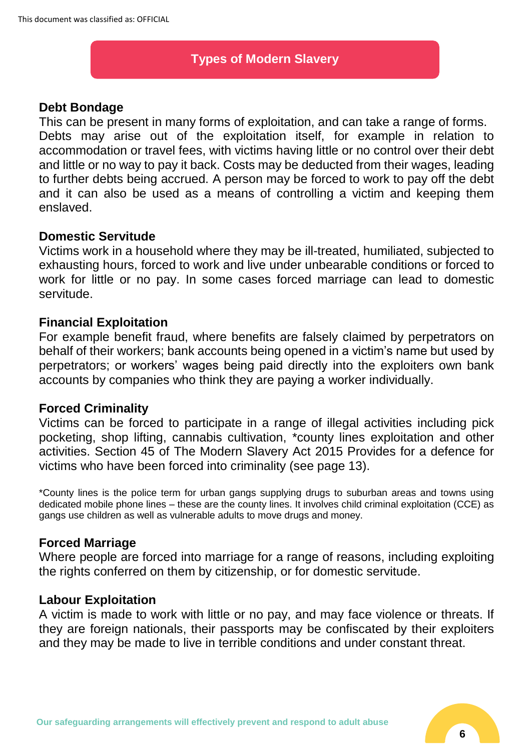## Types of Modern Slavery

### Debt Bondage

This can be present in many forms of exploitation, and can take a range of forms. Debts may arise out of the exploitation itself, for example in relation to accommodation or travel fees, with victims having little or no control over their debt and little or no way to pay it back. Costs may be deducted from their wages, leading to further debts being accrued. A person may be forced to work to pay off the debt and it can also be used as a means of controlling a victim and keeping them enslaved.

### Domestic Servitude

Victims work in a household where they may be ill-treated, humiliated, subjected to exhausting hours, forced to work and live under unbearable conditions or forced to work for little or no pay. In some cases forced marriage can lead to domestic servitude.

### Financial Exploitation

For example benefit fraud, where benefits are falsely claimed by perpetrators on behalf of their workers; bank accounts being opened in a victim's name but used by perpetrators; or workers' wages being paid directly into the exploiters own bank accounts by companies who think they are paying a worker individually.

### Forced Criminality

Victims can be forced to participate in a range of illegal activities including pick pocketing, shop lifting, cannabis cultivation, *county lines exploitation and other activities. Section 45 of The Modern Slavery Act 2015 Provides for a defence for victims who have been forced into criminality (see page 13).

*County lines is the police term for urban gangs supplying drugs to suburban areas and towns using dedicated mobile phone lines – these are the county lines. It involves child criminal exploitation (CCE) as gangs use children as well as vulnerable adults to move drugs and money.

### Forced Marriage

Where people are forced into marriage for a range of reasons, including exploiting the rights conferred on them by citizenship, or for domestic servitude.

### Labour Exploitation

A victim is made to work with little or no pay, and may face violence or threats. If they are foreign nationals, their passports may be confiscated by their exploiters and they may be made to live in terrible conditions and under constant threat.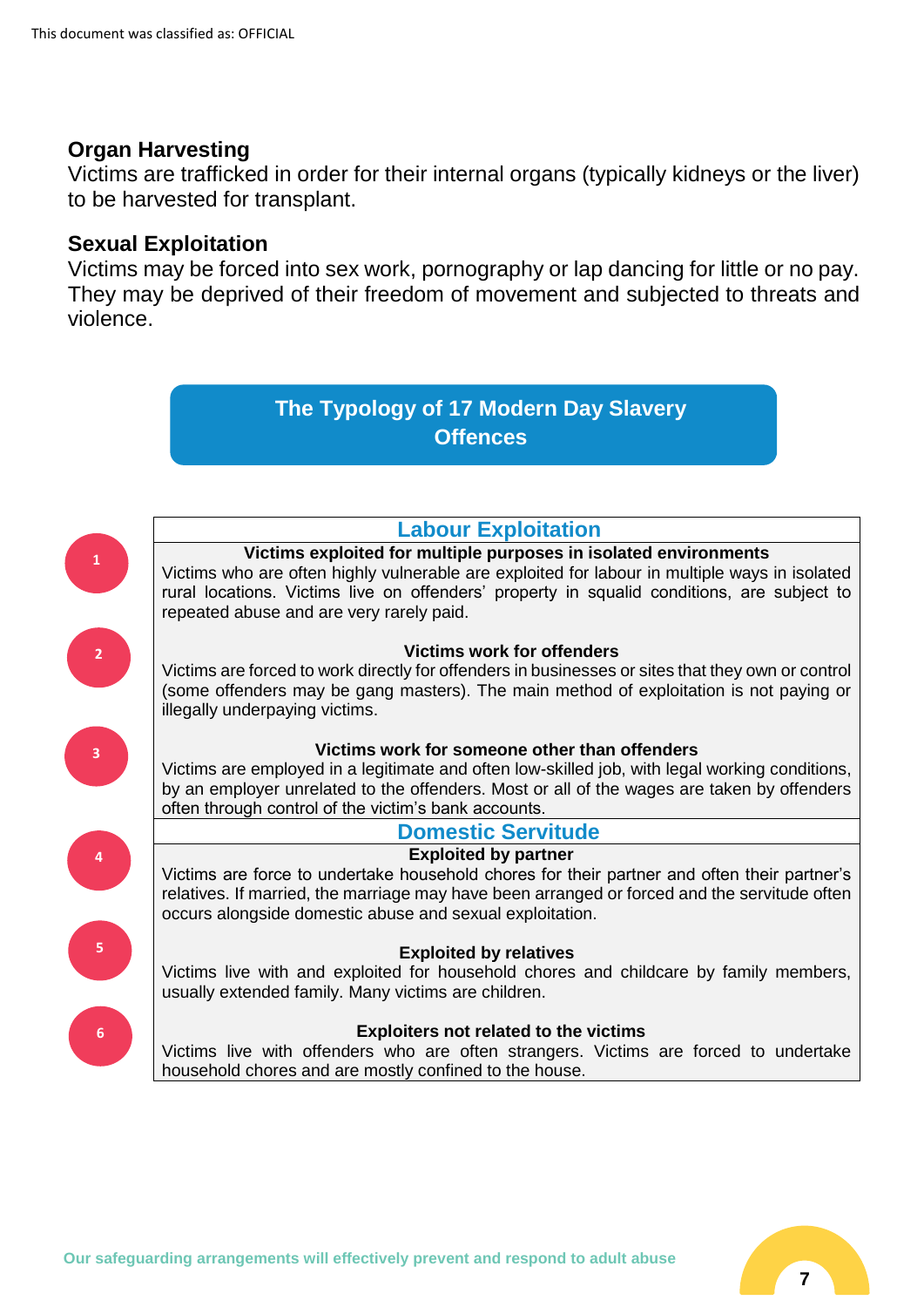This document was classified as: OFFICIAL

**Organ Harvesting**
Victims are trafficked in order for their internal organs (typically kidneys or the liver) to be harvested for transplant.

**Sexual Exploitation**
Victims may be forced into sex work, pornography or lap dancing for little or no pay. They may be deprived of their freedom of movement and subjected to threats and violence.

## The Typology of 17 Modern Day Slavery Offences

### Labour Exploitation

**1. Victims exploited for multiple purposes in isolated environments**

Victims who are often highly vulnerable are exploited for labour in multiple ways in isolated rural locations. Victims live on offenders' property in squalid conditions, are subject to repeated abuse and are very rarely paid.

**2. Victims work for offenders**

Victims are forced to work directly for offenders in businesses or sites that they own or control (some offenders may be gang masters). The main method of exploitation is not paying or illegally underpaying victims.

**3. Victims work for someone other than offenders**

Victims are employed in a legitimate and often low-skilled job, with legal working conditions, by an employer unrelated to the offenders. Most or all of the wages are taken by offenders often through control of the victim's bank accounts.

### Domestic Servitude

**4. Exploited by partner**

Victims are force to undertake household chores for their partner and often their partner's relatives. If married, the marriage may have been arranged or forced and the servitude often occurs alongside domestic abuse and sexual exploitation.

**5. Exploited by relatives**

Victims live with and exploited for household chores and childcare by family members, usually extended family. Many victims are children.

**6. Exploiters not related to the victims**

Victims live with offenders who are often strangers. Victims are forced to undertake household chores and are mostly confined to the house.

Our safeguarding arrangements will effectively prevent and respond to adult abuse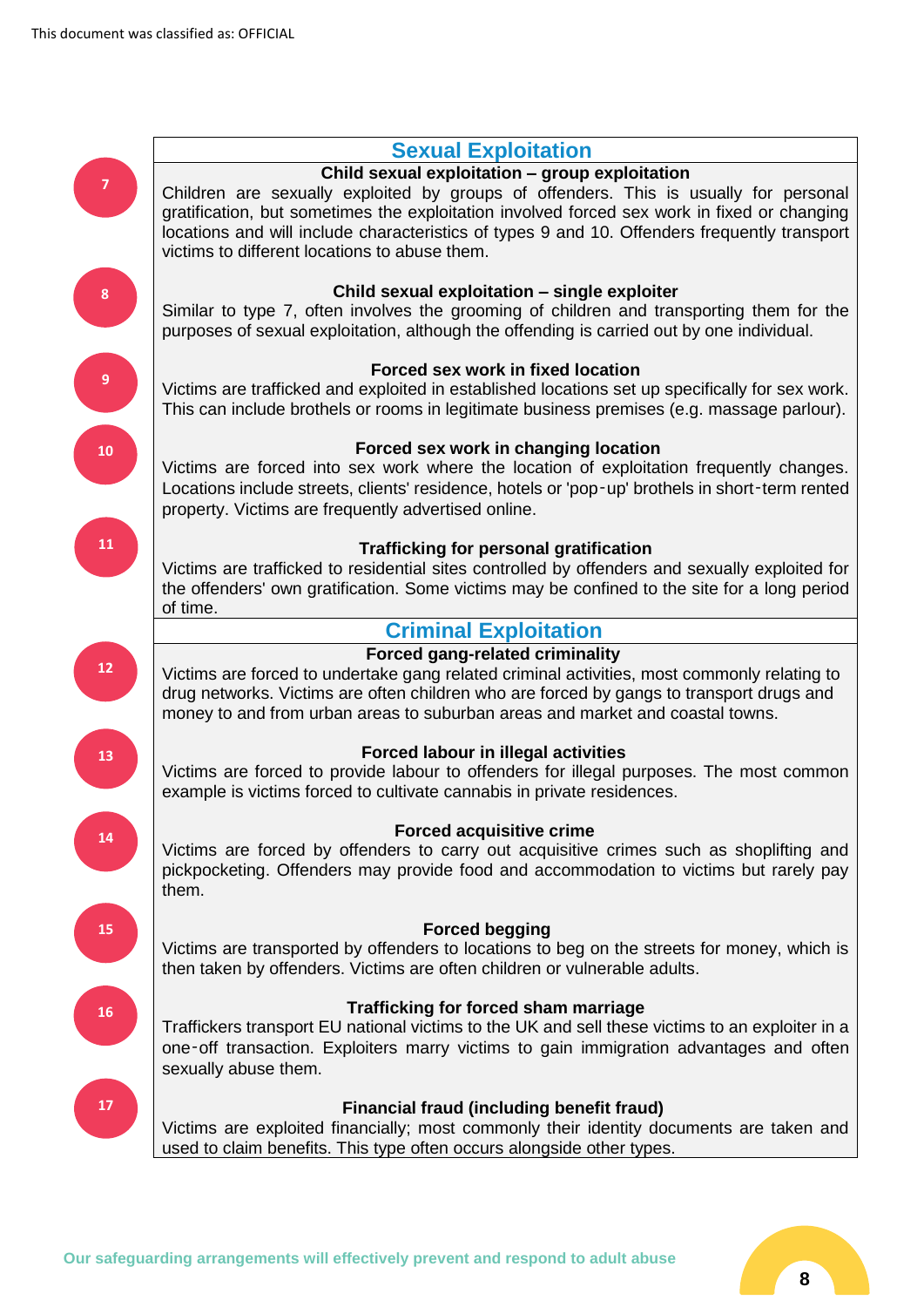## Sexual Exploitation

**7**

### Child sexual exploitation – group exploitation

Children are sexually exploited by groups of offenders. This is usually for personal gratification, but sometimes the exploitation involved forced sex work in fixed or changing locations and will include characteristics of types 9 and 10. Offenders frequently transport victims to different locations to abuse them.

**8**

### Child sexual exploitation – single exploiter

Similar to type 7, often involves the grooming of children and transporting them for the purposes of sexual exploitation, although the offending is carried out by one individual.

**9**

### Forced sex work in fixed location

Victims are trafficked and exploited in established locations set up specifically for sex work. This can include brothels or rooms in legitimate business premises (e.g. massage parlour).

**10**

### Forced sex work in changing location

Victims are forced into sex work where the location of exploitation frequently changes. Locations include streets, clients' residence, hotels or 'pop-up' brothels in short-term rented property. Victims are frequently advertised online.

**11**

### Trafficking for personal gratification

Victims are trafficked to residential sites controlled by offenders and sexually exploited for the offenders' own gratification. Some victims may be confined to the site for a long period of time.

## Criminal Exploitation

**12**

### Forced gang-related criminality

Victims are forced to undertake gang related criminal activities, most commonly relating to drug networks. Victims are often children who are forced by gangs to transport drugs and money to and from urban areas to suburban areas and market and coastal towns.

**13**

### Forced labour in illegal activities

Victims are forced to provide labour to offenders for illegal purposes. The most common example is victims forced to cultivate cannabis in private residences.

**14**

### Forced acquisitive crime

Victims are forced by offenders to carry out acquisitive crimes such as shoplifting and pickpocketing. Offenders may provide food and accommodation to victims but rarely pay them.

**15**

### Forced begging

Victims are transported by offenders to locations to beg on the streets for money, which is then taken by offenders. Victims are often children or vulnerable adults.

**16**

### Trafficking for forced sham marriage

Traffickers transport EU national victims to the UK and sell these victims to an exploiter in a one-off transaction. Exploiters marry victims to gain immigration advantages and often sexually abuse them.

**17**

### Financial fraud (including benefit fraud)

Victims are exploited financially; most commonly their identity documents are taken and used to claim benefits. This type often occurs alongside other types.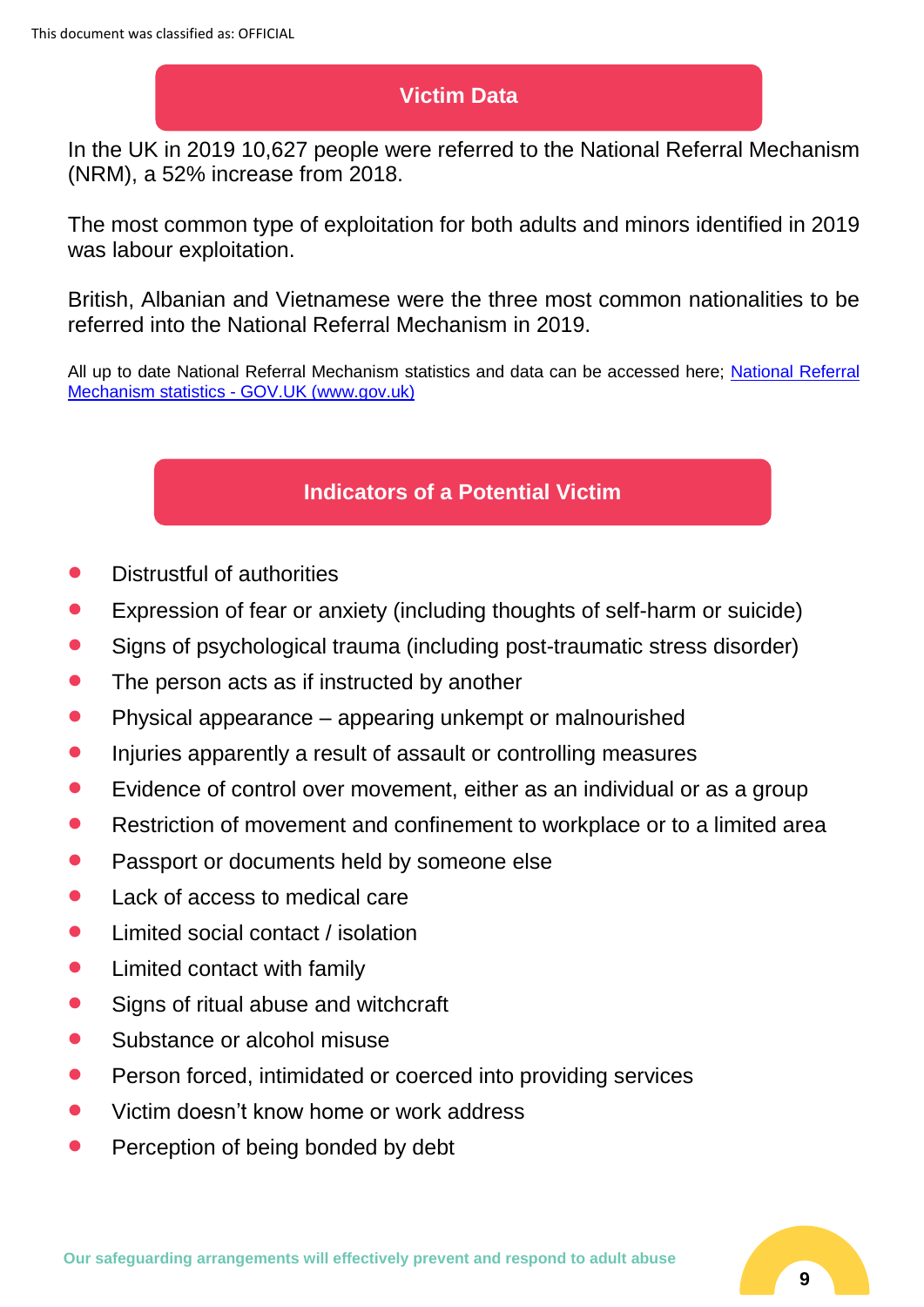## Victim Data

In the UK in 2019 10,627 people were referred to the National Referral Mechanism (NRM), a 52% increase from 2018.

The most common type of exploitation for both adults and minors identified in 2019 was labour exploitation.

British, Albanian and Vietnamese were the three most common nationalities to be referred into the National Referral Mechanism in 2019.

All up to date National Referral Mechanism statistics and data can be accessed here; [National Referral Mechanism statistics - GOV.UK (www.gov.uk)]()

## Indicators of a Potential Victim

- Distrustful of authorities
- Expression of fear or anxiety (including thoughts of self-harm or suicide)
- Signs of psychological trauma (including post-traumatic stress disorder)
- The person acts as if instructed by another
- Physical appearance – appearing unkempt or malnourished
- Injuries apparently a result of assault or controlling measures
- Evidence of control over movement, either as an individual or as a group
- Restriction of movement and confinement to workplace or to a limited area
- Passport or documents held by someone else
- Lack of access to medical care
- Limited social contact / isolation
- Limited contact with family
- Signs of ritual abuse and witchcraft
- Substance or alcohol misuse
- Person forced, intimidated or coerced into providing services
- Victim doesn't know home or work address
- Perception of being bonded by debt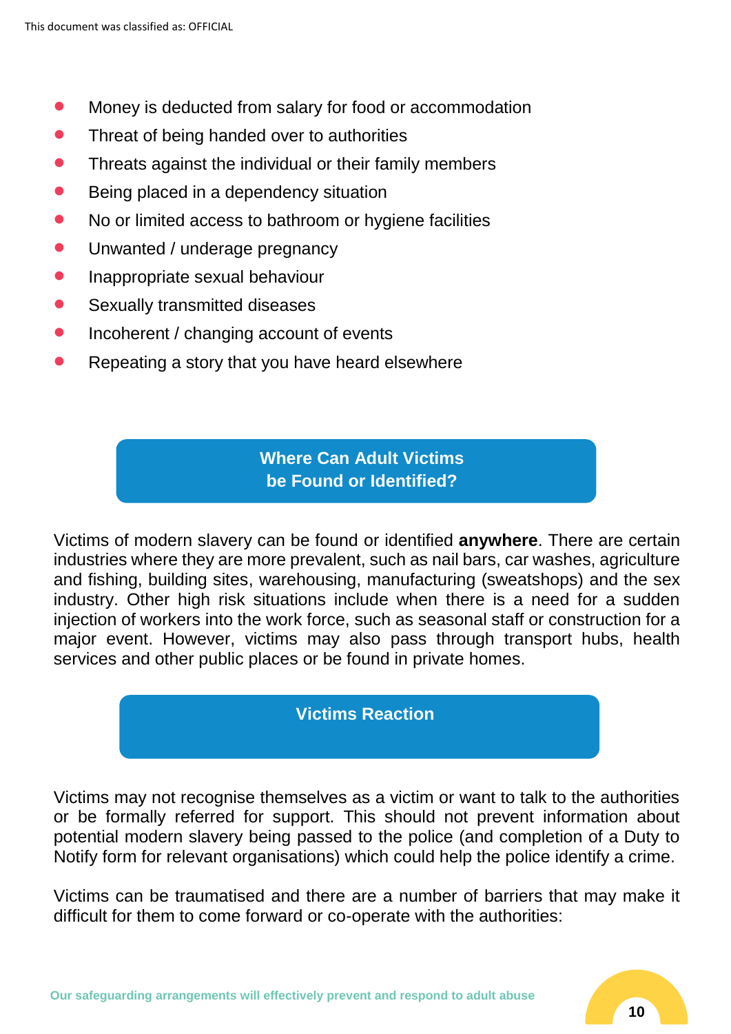- Money is deducted from salary for food or accommodation
- Threat of being handed over to authorities
- Threats against the individual or their family members
- Being placed in a dependency situation
- No or limited access to bathroom or hygiene facilities
- Unwanted / underage pregnancy
- Inappropriate sexual behaviour
- Sexually transmitted diseases
- Incoherent / changing account of events
- Repeating a story that you have heard elsewhere

## Where Can Adult Victims be Found or Identified?

Victims of modern slavery can be found or identified **anywhere**. There are certain industries where they are more prevalent, such as nail bars, car washes, agriculture and fishing, building sites, warehousing, manufacturing (sweatshops) and the sex industry. Other high risk situations include when there is a need for a sudden injection of workers into the work force, such as seasonal staff or construction for a major event. However, victims may also pass through transport hubs, health services and other public places or be found in private homes.

## Victims Reaction

Victims may not recognise themselves as a victim or want to talk to the authorities or be formally referred for support. This should not prevent information about potential modern slavery being passed to the police (and completion of a Duty to Notify form for relevant organisations) which could help the police identify a crime.

Victims can be traumatised and there are a number of barriers that may make it difficult for them to come forward or co-operate with the authorities: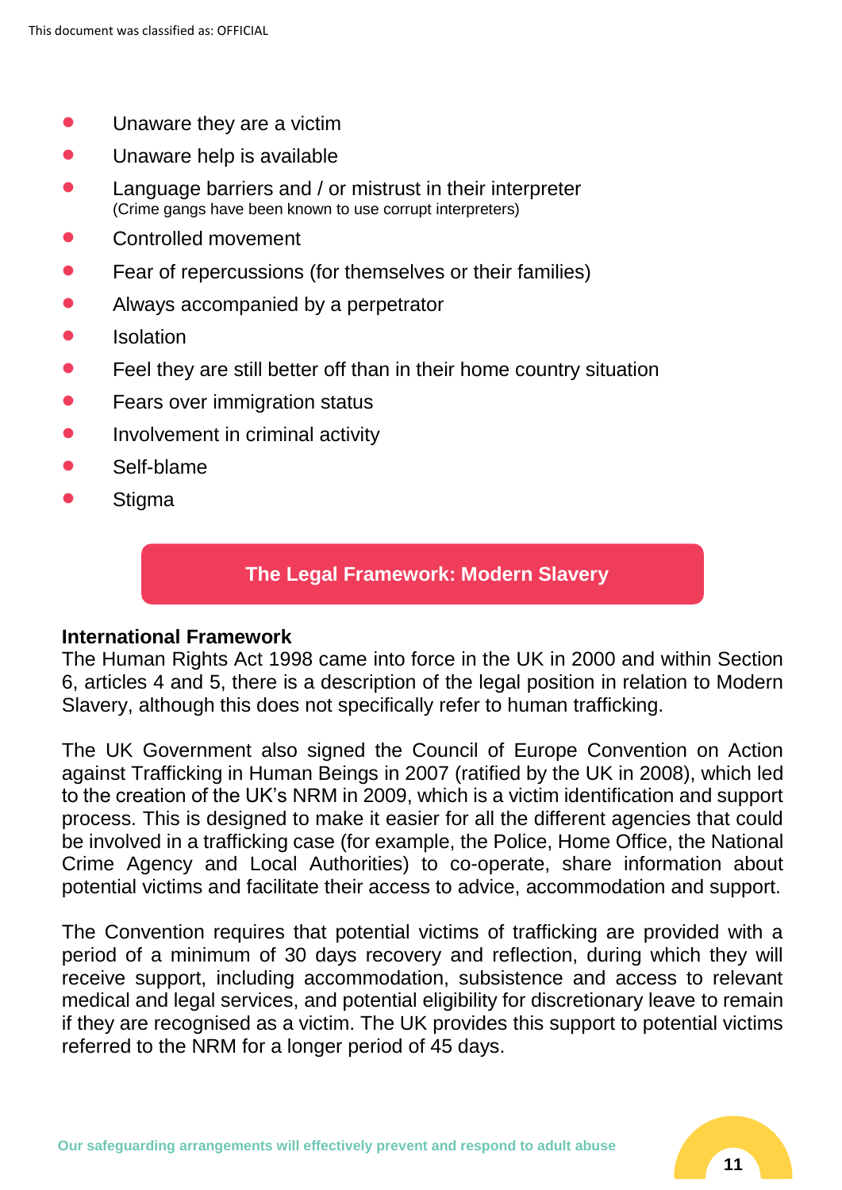- Unaware they are a victim
- Unaware help is available
- Language barriers and / or mistrust in their interpreter
  (Crime gangs have been known to use corrupt interpreters)
- Controlled movement
- Fear of repercussions (for themselves or their families)
- Always accompanied by a perpetrator
- Isolation
- Feel they are still better off than in their home country situation
- Fears over immigration status
- Involvement in criminal activity
- Self-blame
- Stigma

## The Legal Framework: Modern Slavery

**International Framework**

The Human Rights Act 1998 came into force in the UK in 2000 and within Section 6, articles 4 and 5, there is a description of the legal position in relation to Modern Slavery, although this does not specifically refer to human trafficking.

The UK Government also signed the Council of Europe Convention on Action against Trafficking in Human Beings in 2007 (ratified by the UK in 2008), which led to the creation of the UK's NRM in 2009, which is a victim identification and support process. This is designed to make it easier for all the different agencies that could be involved in a trafficking case (for example, the Police, Home Office, the National Crime Agency and Local Authorities) to co-operate, share information about potential victims and facilitate their access to advice, accommodation and support.

The Convention requires that potential victims of trafficking are provided with a period of a minimum of 30 days recovery and reflection, during which they will receive support, including accommodation, subsistence and access to relevant medical and legal services, and potential eligibility for discretionary leave to remain if they are recognised as a victim. The UK provides this support to potential victims referred to the NRM for a longer period of 45 days.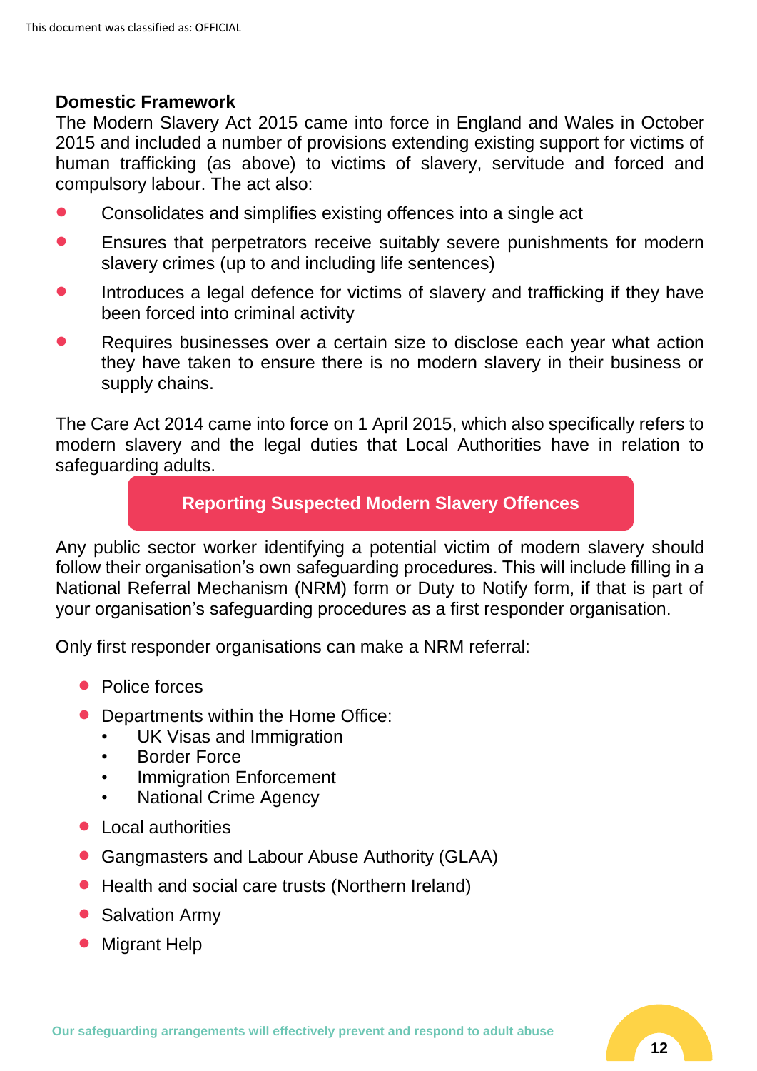**Domestic Framework**

The Modern Slavery Act 2015 came into force in England and Wales in October 2015 and included a number of provisions extending existing support for victims of human trafficking (as above) to victims of slavery, servitude and forced and compulsory labour. The act also:

- Consolidates and simplifies existing offences into a single act
- Ensures that perpetrators receive suitably severe punishments for modern slavery crimes (up to and including life sentences)
- Introduces a legal defence for victims of slavery and trafficking if they have been forced into criminal activity
- Requires businesses over a certain size to disclose each year what action they have taken to ensure there is no modern slavery in their business or supply chains.

The Care Act 2014 came into force on 1 April 2015, which also specifically refers to modern slavery and the legal duties that Local Authorities have in relation to safeguarding adults.

## Reporting Suspected Modern Slavery Offences

Any public sector worker identifying a potential victim of modern slavery should follow their organisation's own safeguarding procedures. This will include filling in a National Referral Mechanism (NRM) form or Duty to Notify form, if that is part of your organisation's safeguarding procedures as a first responder organisation.

Only first responder organisations can make a NRM referral:

- Police forces
- Departments within the Home Office:
  - UK Visas and Immigration
  - Border Force
  - Immigration Enforcement
  - National Crime Agency
- Local authorities
- Gangmasters and Labour Abuse Authority (GLAA)
- Health and social care trusts (Northern Ireland)
- Salvation Army
- Migrant Help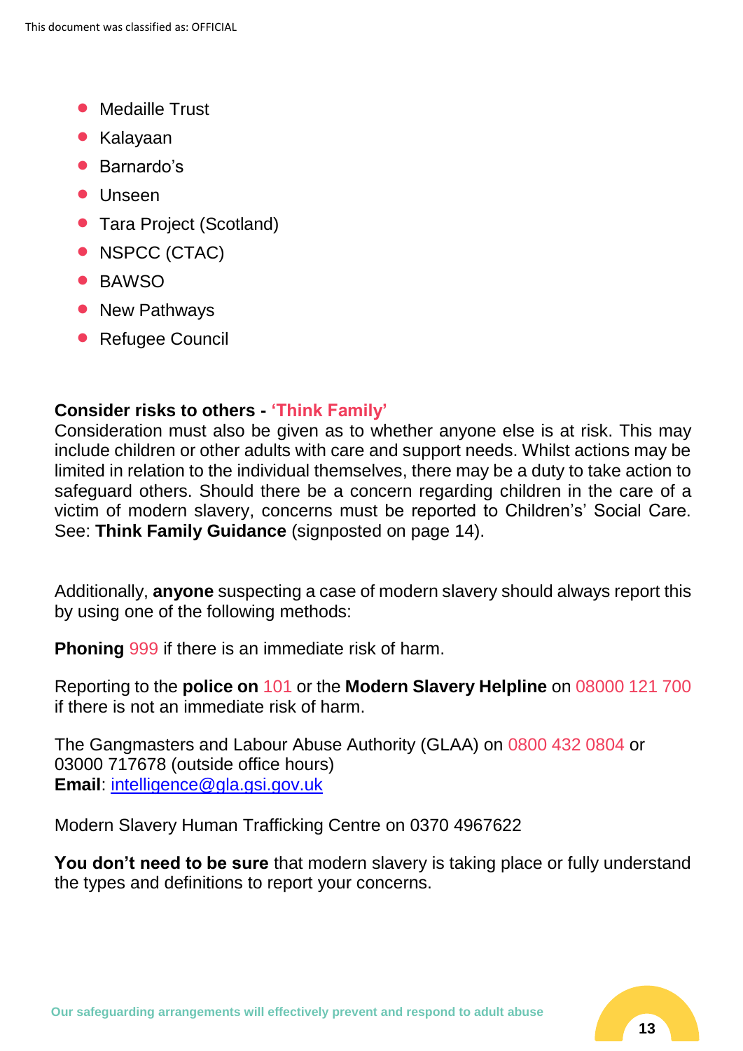- Medaille Trust
- Kalayaan
- Barnardo's
- Unseen
- Tara Project (Scotland)
- NSPCC (CTAC)
- BAWSO
- New Pathways
- Refugee Council

**Consider risks to others - 'Think Family'**

Consideration must also be given as to whether anyone else is at risk. This may include children or other adults with care and support needs. Whilst actions may be limited in relation to the individual themselves, there may be a duty to take action to safeguard others. Should there be a concern regarding children in the care of a victim of modern slavery, concerns must be reported to Children's' Social Care. See: **Think Family Guidance** (signposted on page 14).

Additionally, **anyone** suspecting a case of modern slavery should always report this by using one of the following methods:

**Phoning** 999 if there is an immediate risk of harm.

Reporting to the **police on** 101 or the **Modern Slavery Helpline** on 08000 121 700 if there is not an immediate risk of harm.

The Gangmasters and Labour Abuse Authority (GLAA) on 0800 432 0804 or 03000 717678 (outside office hours)
**Email**: intelligence@gla.gsi.gov.uk

Modern Slavery Human Trafficking Centre on 0370 4967622

**You don't need to be sure** that modern slavery is taking place or fully understand the types and definitions to report your concerns.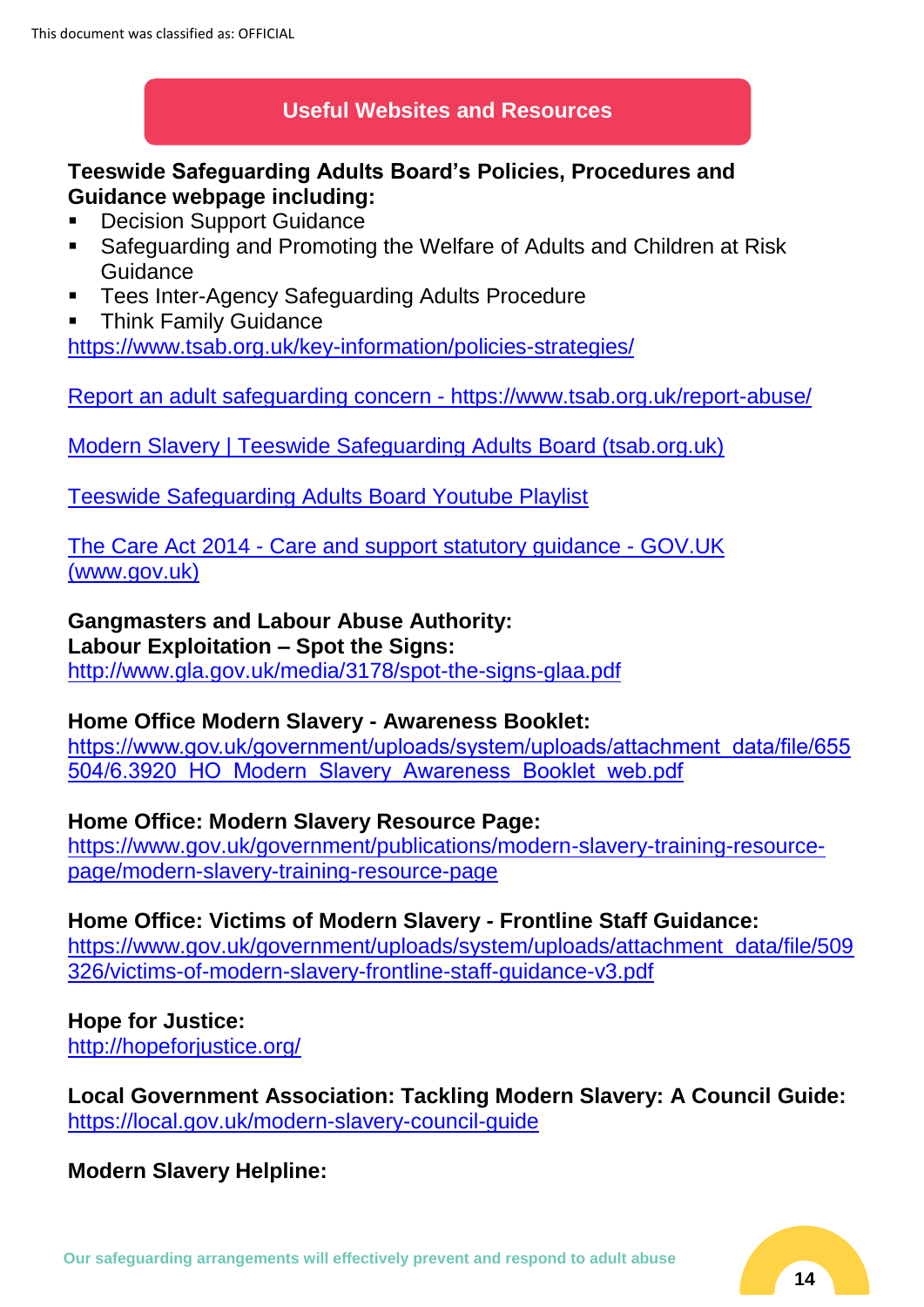## Useful Websites and Resources

**Teeswide Safeguarding Adults Board's Policies, Procedures and Guidance webpage including:**

- Decision Support Guidance
- Safeguarding and Promoting the Welfare of Adults and Children at Risk Guidance
- Tees Inter-Agency Safeguarding Adults Procedure
- Think Family Guidance

https://www.tsab.org.uk/key-information/policies-strategies/

Report an adult safeguarding concern - https://www.tsab.org.uk/report-abuse/

Modern Slavery | Teeswide Safeguarding Adults Board (tsab.org.uk)

Teeswide Safeguarding Adults Board Youtube Playlist

The Care Act 2014 - Care and support statutory guidance - GOV.UK (www.gov.uk)

**Gangmasters and Labour Abuse Authority:**
**Labour Exploitation – Spot the Signs:**
http://www.gla.gov.uk/media/3178/spot-the-signs-glaa.pdf

**Home Office Modern Slavery - Awareness Booklet:**
https://www.gov.uk/government/uploads/system/uploads/attachment_data/file/655504/6.3920_HO_Modern_Slavery_Awareness_Booklet_web.pdf

**Home Office: Modern Slavery Resource Page:**
https://www.gov.uk/government/publications/modern-slavery-training-resource-page/modern-slavery-training-resource-page

**Home Office: Victims of Modern Slavery - Frontline Staff Guidance:**
https://www.gov.uk/government/uploads/system/uploads/attachment_data/file/509326/victims-of-modern-slavery-frontline-staff-guidance-v3.pdf

**Hope for Justice:**
http://hopeforjustice.org/

**Local Government Association: Tackling Modern Slavery: A Council Guide:**
https://local.gov.uk/modern-slavery-council-guide

**Modern Slavery Helpline:**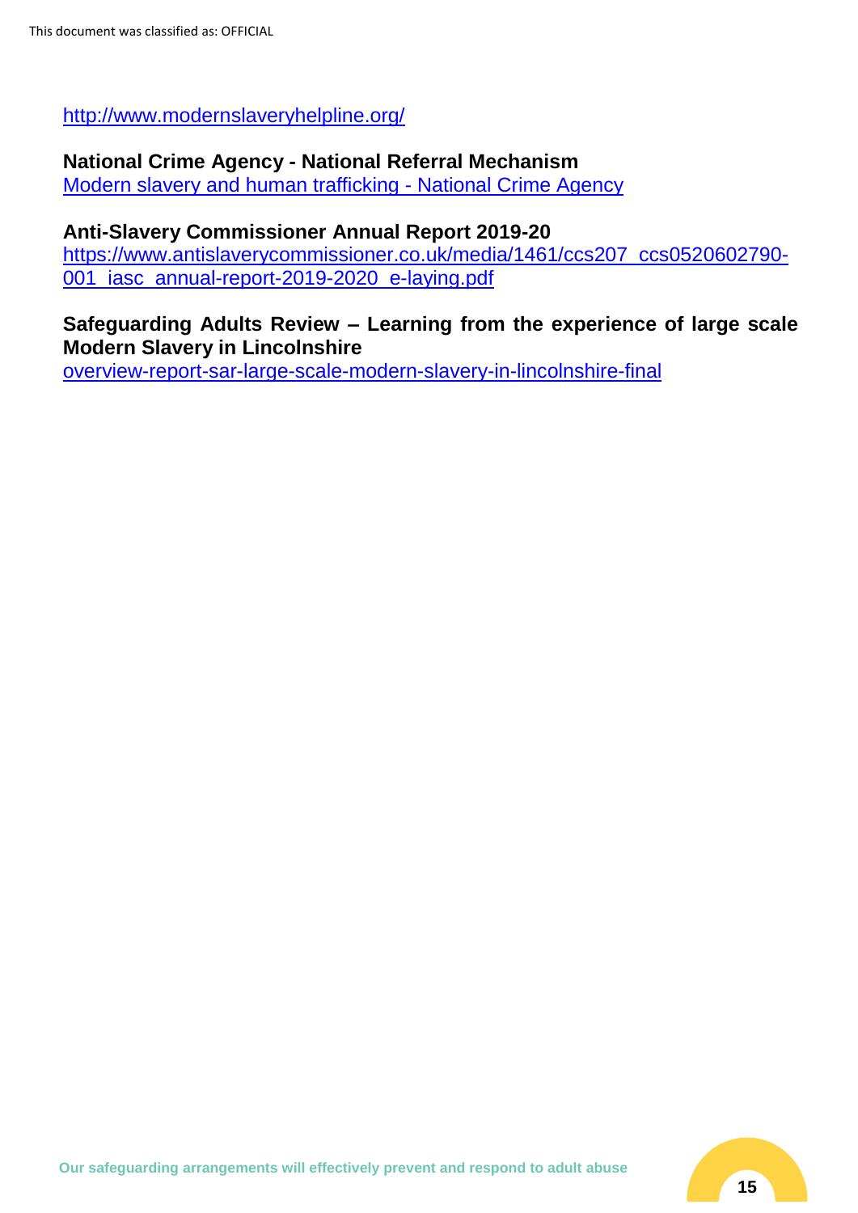http://www.modernslaveryhelpline.org/

**National Crime Agency - National Referral Mechanism**
Modern slavery and human trafficking - National Crime Agency

**Anti-Slavery Commissioner Annual Report 2019-20**
https://www.antislaverycommissioner.co.uk/media/1461/ccs207_ccs0520602790-001_iasc_annual-report-2019-2020_e-laying.pdf

**Safeguarding Adults Review – Learning from the experience of large scale Modern Slavery in Lincolnshire**
overview-report-sar-large-scale-modern-slavery-in-lincolnshire-final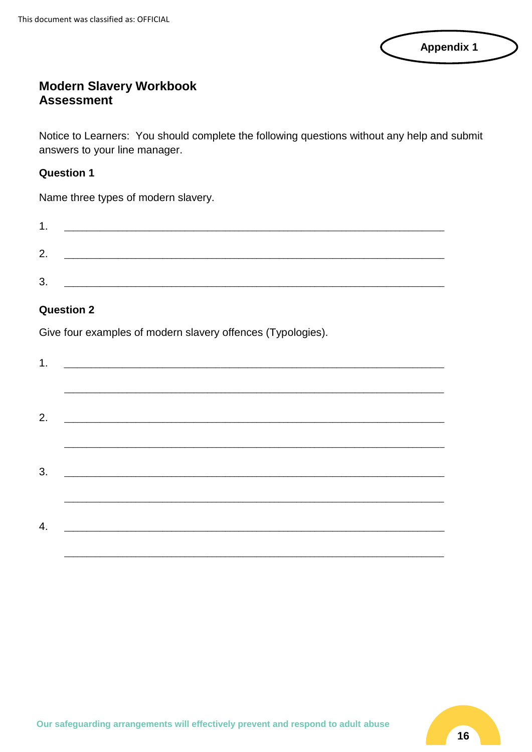**Appendix 1**

## Modern Slavery Workbook Assessment

Notice to Learners: You should complete the following questions without any help and submit answers to your line manager.

**Question 1**

Name three types of modern slavery.

1. ____________________________________________________________

2. ____________________________________________________________

3. ____________________________________________________________

**Question 2**

Give four examples of modern slavery offences (Typologies).

1. ____________________________________________________________

   ____________________________________________________________

2. ____________________________________________________________

   ____________________________________________________________

3. ____________________________________________________________

   ____________________________________________________________

4. ____________________________________________________________

   ____________________________________________________________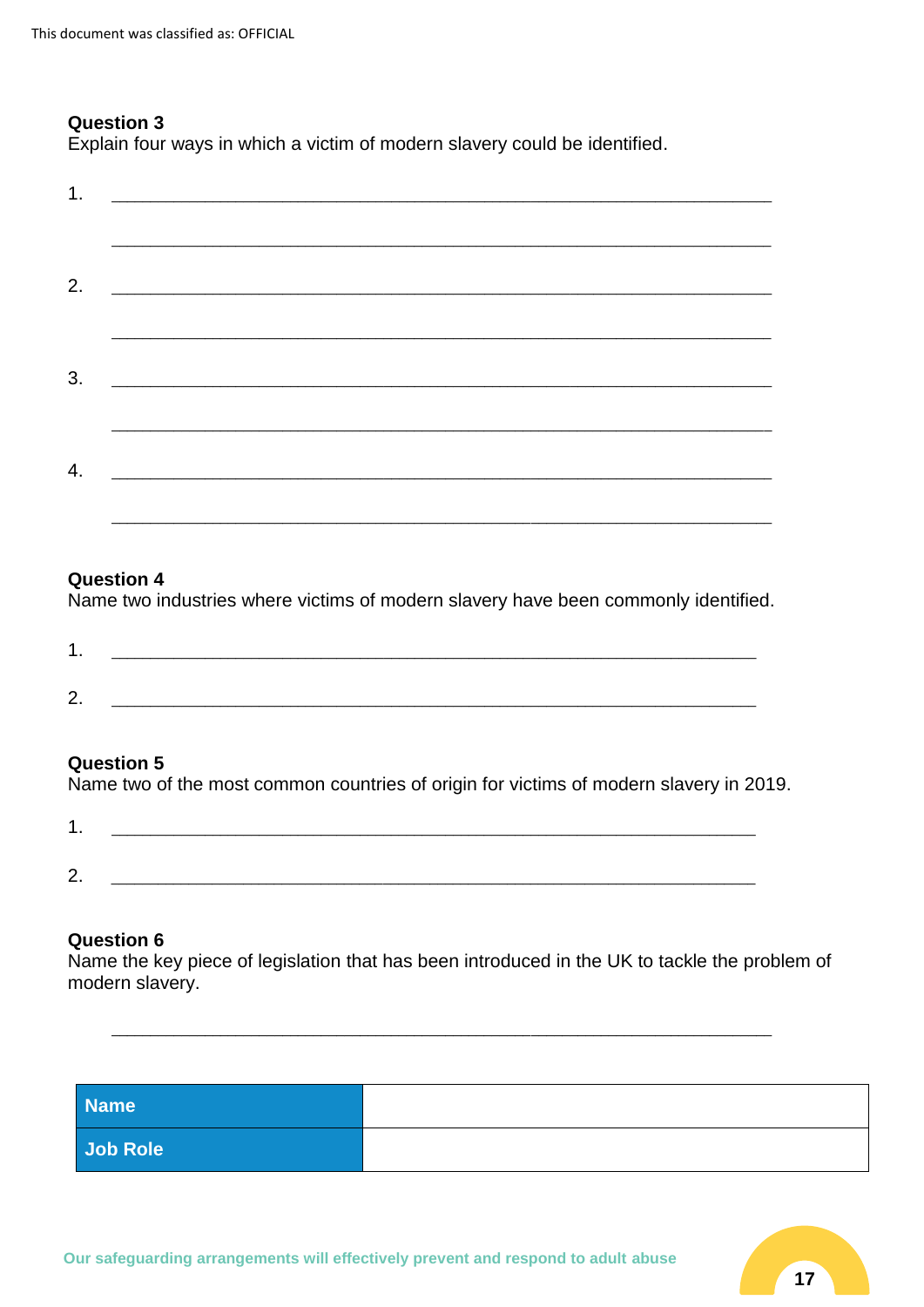**Question 3**
Explain four ways in which a victim of modern slavery could be identified.

1. ____________________________________________________________

   ____________________________________________________________

2. ____________________________________________________________

   ____________________________________________________________

3. ____________________________________________________________

   ____________________________________________________________

4. ____________________________________________________________

   ____________________________________________________________

**Question 4**
Name two industries where victims of modern slavery have been commonly identified.

1. ____________________________________________________________

2. ____________________________________________________________

**Question 5**
Name two of the most common countries of origin for victims of modern slavery in 2019.

1. ____________________________________________________________

2. ____________________________________________________________

**Question 6**
Name the key piece of legislation that has been introduced in the UK to tackle the problem of modern slavery.

____________________________________________________________

| **Name** | |
|---|---|
| **Job Role** | |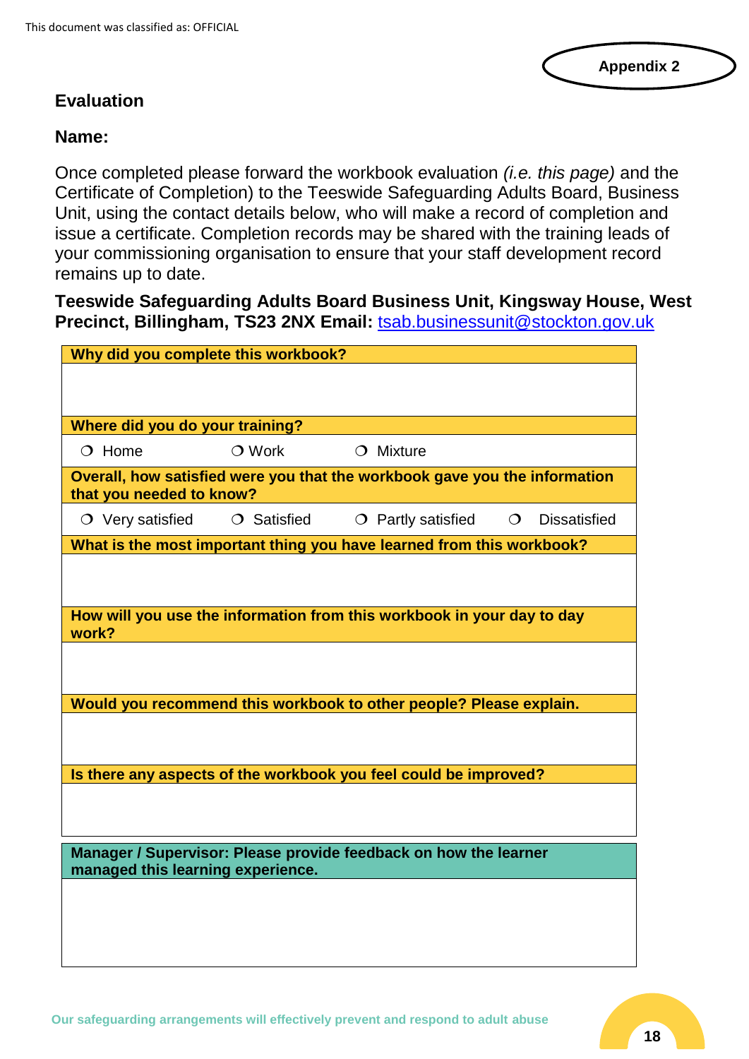Appendix 2

## Evaluation

**Name:**

Once completed please forward the workbook evaluation *(i.e. this page)* and the Certificate of Completion) to the Teeswide Safeguarding Adults Board, Business Unit, using the contact details below, who will make a record of completion and issue a certificate. Completion records may be shared with the training leads of your commissioning organisation to ensure that your staff development record remains up to date.

**Teeswide Safeguarding Adults Board Business Unit, Kingsway House, West Precinct, Billingham, TS23 2NX Email:** tsab.businessunit@stockton.gov.uk

| **Why did you complete this workbook?** | | | |
|---|---|---|---|
| | | | |
| **Where did you do your training?** | | | |
| ❍ Home | ❍ Work | ❍ Mixture | |
| **Overall, how satisfied were you that the workbook gave you the information that you needed to know?** | | | |
| ❍ Very satisfied | ❍ Satisfied | ❍ Partly satisfied | ❍ Dissatisfied |
| **What is the most important thing you have learned from this workbook?** | | | |
| | | | |
| **How will you use the information from this workbook in your day to day work?** | | | |
| | | | |
| **Would you recommend this workbook to other people? Please explain.** | | | |
| | | | |
| **Is there any aspects of the workbook you feel could be improved?** | | | |
| | | | |

| **Manager / Supervisor: Please provide feedback on how the learner managed this learning experience.** |
|---|
| |

Our safeguarding arrangements will effectively prevent and respond to adult abuse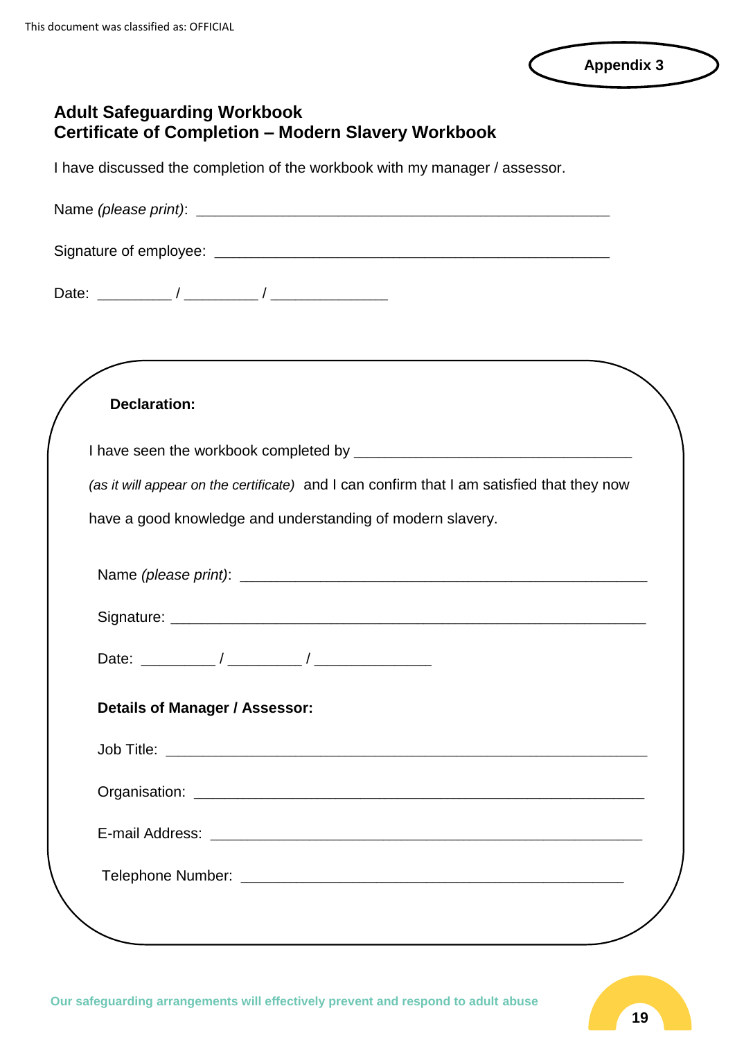Appendix 3

## Adult Safeguarding Workbook
## Certificate of Completion – Modern Slavery Workbook

I have discussed the completion of the workbook with my manager / assessor.

Name *(please print)*: ____________________________________________________

Signature of employee: __________________________________________________

Date: _________ / _________ / ______________

**Declaration:**

I have seen the workbook completed by ___________________________________

*(as it will appear on the certificate)* and I can confirm that I am satisfied that they now have a good knowledge and understanding of modern slavery.

Name *(please print)*: ____________________________________________________

Signature: ______________________________________________________________

Date: _________ / _________ / ______________

**Details of Manager / Assessor:**

Job Title: _______________________________________________________________

Organisation: ____________________________________________________________

E-mail Address: __________________________________________________________

Telephone Number: _______________________________________________________

Our safeguarding arrangements will effectively prevent and respond to adult abuse